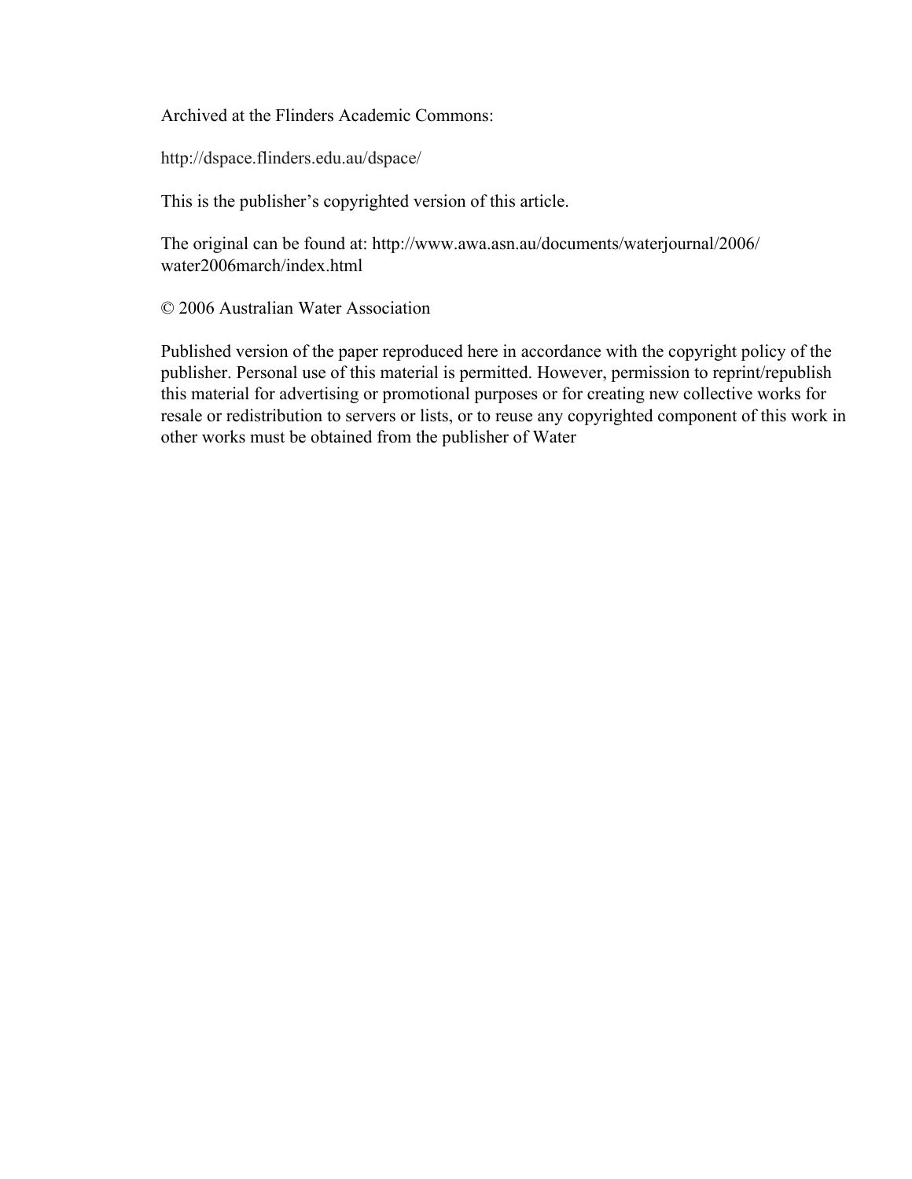Archived at the Flinders Academic Commons:

http://dspace.flinders.edu.au/dspace/

This is the publisher's copyrighted version of this article.

The original can be found at: http://www.awa.asn.au/documents/waterjournal/2006/water2006march/index.html

© 2006 Australian Water Association

Published version of the paper reproduced here in accordance with the copyright policy of the publisher. Personal use of this material is permitted. However, permission to reprint/republish this material for advertising or promotional purposes or for creating new collective works for resale or redistribution to servers or lists, or to reuse any copyrighted component of this work in other works must be obtained from the publisher of Water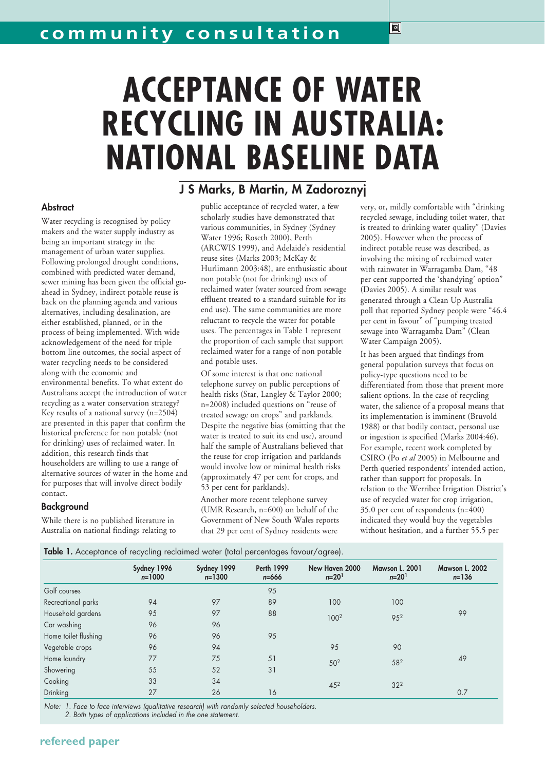# ACCEPTANCE OF WATER RECYCLING IN AUSTRALIA: NATIONAL BASELINE DATA

**J S Marks, B Martin, M Zadoroznyj**

### Abstract

Water recycling is recognised by policy makers and the water supply industry as being an important strategy in the management of urban water supplies. Following prolonged drought conditions, combined with predicted water demand, sewer mining has been given the official go-ahead in Sydney, indirect potable reuse is back on the planning agenda and various alternatives, including desalination, are either established, planned, or in the process of being implemented. With wide acknowledgement of the need for triple bottom line outcomes, the social aspect of water recycling needs to be considered along with the economic and environmental benefits. To what extent do Australians accept the introduction of water recycling as a water conservation strategy? Key results of a national survey (n=2504) are presented in this paper that confirm the historical preference for non potable (not for drinking) uses of reclaimed water. In addition, this research finds that householders are willing to use a range of alternative sources of water in the home and for purposes that will involve direct bodily contact.

### Background

While there is no published literature in Australia on national findings relating to public acceptance of recycled water, a few scholarly studies have demonstrated that various communities, in Sydney (Sydney Water 1996; Roseth 2000), Perth (ARCWIS 1999), and Adelaide's residential reuse sites (Marks 2003; McKay & Hurlimann 2003:48), are enthusiastic about non potable (not for drinking) uses of reclaimed water (water sourced from sewage effluent treated to a standard suitable for its end use). The same communities are more reluctant to recycle the water for potable uses. The percentages in Table 1 represent the proportion of each sample that support reclaimed water for a range of non potable and potable uses.

Of some interest is that one national telephone survey on public perceptions of health risks (Star, Langley & Taylor 2000; n=2008) included questions on "reuse of treated sewage on crops" and parklands. Despite the negative bias (omitting that the water is treated to suit its end use), around half the sample of Australians believed that the reuse for crop irrigation and parklands would involve low or minimal health risks (approximately 47 per cent for crops, and 53 per cent for parklands).

Another more recent telephone survey (UMR Research, n=600) on behalf of the Government of New South Wales reports that 29 per cent of Sydney residents were very, or, mildly comfortable with "drinking recycled sewage, including toilet water, that is treated to drinking water quality" (Davies 2005). However when the process of indirect potable reuse was described, as involving the mixing of reclaimed water with rainwater in Warragamba Dam, "48 per cent supported the 'shandying' option" (Davies 2005). A similar result was generated through a Clean Up Australia poll that reported Sydney people were "46.4 per cent in favour" of "pumping treated sewage into Warragamba Dam" (Clean Water Campaign 2005).

It has been argued that findings from general population surveys that focus on policy-type questions need to be differentiated from those that present more salient options. In the case of recycling water, the salience of a proposal means that its implementation is imminent (Bruvold 1988) or that bodily contact, personal use or ingestion is specified (Marks 2004:46). For example, recent work completed by CSIRO (Po *et al* 2005) in Melbourne and Perth queried respondents' intended action, rather than support for proposals. In relation to the Werribee Irrigation District's use of recycled water for crop irrigation, 35.0 per cent of respondents (n=400) indicated they would buy the vegetables without hesitation, and a further 55.5 per

**Table 1.** Acceptance of recycling reclaimed water (total percentages favour/agree).

| | Sydney 1996 n=1000 | Sydney 1999 n=1300 | Perth 1999 n=666 | New Haven 2000 n=20[1] | Mawson L. 2001 n=20[1] | Mawson L. 2002 n=136 |
|---|---|---|---|---|---|---|
| Golf courses | | | 95 | | | |
| Recreational parks | 94 | 97 | 89 | 100 | 100 | |
| Household gardens | 95 | 97 | 88 | 100[2] | 95[2] | 99 |
| Car washing | 96 | 96 | | | | |
| Home toilet flushing | 96 | 96 | 95 | | | |
| Vegetable crops | 96 | 94 | | 95 | 90 | |
| Home laundry | 77 | 75 | 51 | 50[2] | 58[2] | 49 |
| Showering | 55 | 52 | 31 | | | |
| Cooking | 33 | 34 | | 45[2] | 32[2] | |
| Drinking | 27 | 26 | 16 | | | 0.7 |

*Note: 1. Face to face interviews (qualitative research) with randomly selected householders.*
*2. Both types of applications included in the one statement.*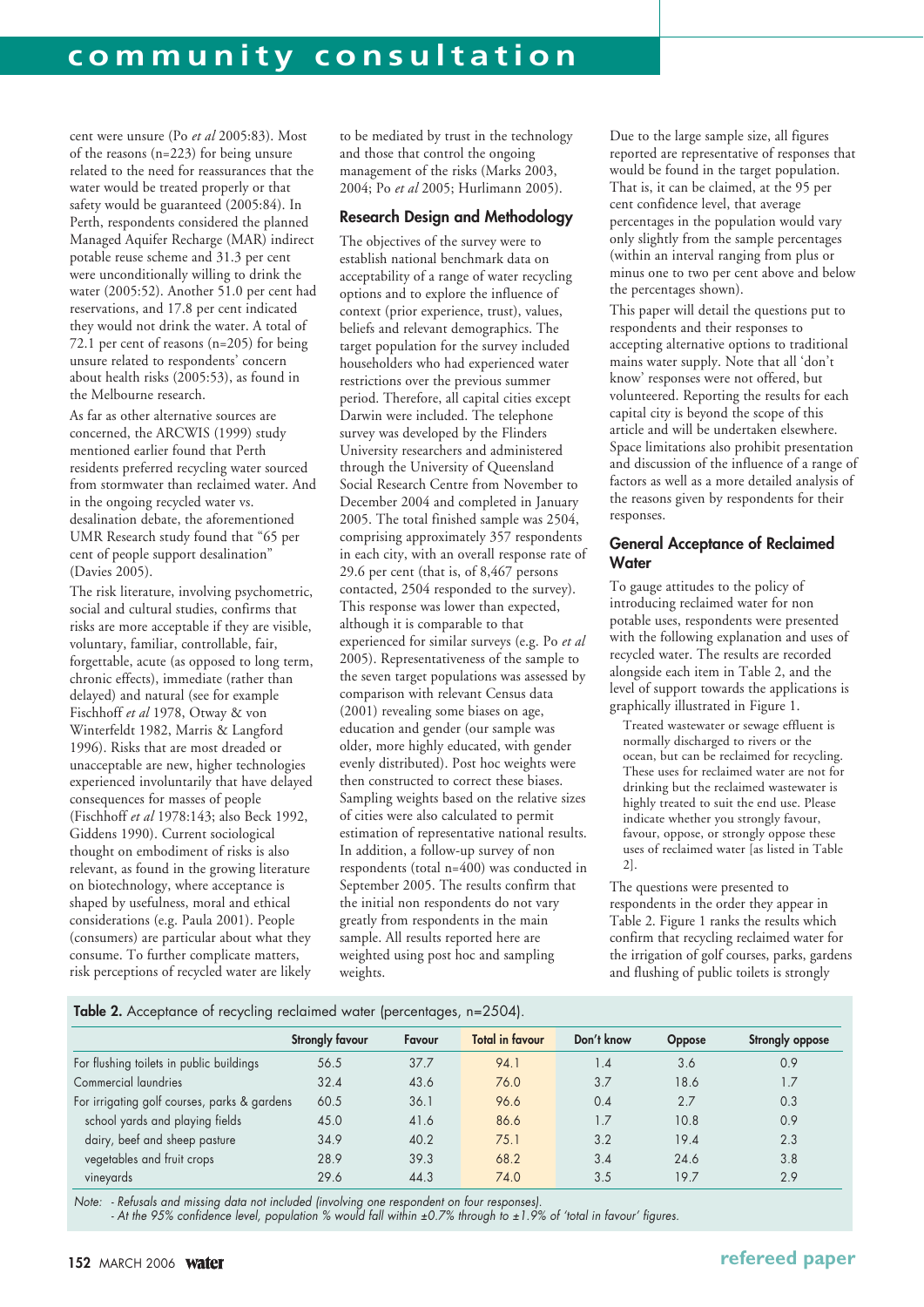cent were unsure (Po *et al* 2005:83). Most of the reasons (n=223) for being unsure related to the need for reassurances that the water would be treated properly or that safety would be guaranteed (2005:84). In Perth, respondents considered the planned Managed Aquifer Recharge (MAR) indirect potable reuse scheme and 31.3 per cent were unconditionally willing to drink the water (2005:52). Another 51.0 per cent had reservations, and 17.8 per cent indicated they would not drink the water. A total of 72.1 per cent of reasons (n=205) for being unsure related to respondents' concern about health risks (2005:53), as found in the Melbourne research.

As far as other alternative sources are concerned, the ARCWIS (1999) study mentioned earlier found that Perth residents preferred recycling water sourced from stormwater than reclaimed water. And in the ongoing recycled water vs. desalination debate, the aforementioned UMR Research study found that "65 per cent of people support desalination" (Davies 2005).

The risk literature, involving psychometric, social and cultural studies, confirms that risks are more acceptable if they are visible, voluntary, familiar, controllable, fair, forgettable, acute (as opposed to long term, chronic effects), immediate (rather than delayed) and natural (see for example Fischhoff *et al* 1978, Otway & von Winterfeldt 1982, Marris & Langford 1996). Risks that are most dreaded or unacceptable are new, higher technologies experienced involuntarily that have delayed consequences for masses of people (Fischhoff *et al* 1978:143; also Beck 1992, Giddens 1990). Current sociological thought on embodiment of risks is also relevant, as found in the growing literature on biotechnology, where acceptance is shaped by usefulness, moral and ethical considerations (e.g. Paula 2001). People (consumers) are particular about what they consume. To further complicate matters, risk perceptions of recycled water are likely to be mediated by trust in the technology and those that control the ongoing management of the risks (Marks 2003, 2004; Po *et al* 2005; Hurlimann 2005).

## Research Design and Methodology

The objectives of the survey were to establish national benchmark data on acceptability of a range of water recycling options and to explore the influence of context (prior experience, trust), values, beliefs and relevant demographics. The target population for the survey included householders who had experienced water restrictions over the previous summer period. Therefore, all capital cities except Darwin were included. The telephone survey was developed by the Flinders University researchers and administered through the University of Queensland Social Research Centre from November to December 2004 and completed in January 2005. The total finished sample was 2504, comprising approximately 357 respondents in each city, with an overall response rate of 29.6 per cent (that is, of 8,467 persons contacted, 2504 responded to the survey). This response was lower than expected, although it is comparable to that experienced for similar surveys (e.g. Po *et al* 2005). Representativeness of the sample to the seven target populations was assessed by comparison with relevant Census data (2001) revealing some biases on age, education and gender (our sample was older, more highly educated, with gender evenly distributed). Post hoc weights were then constructed to correct these biases. Sampling weights based on the relative sizes of cities were also calculated to permit estimation of representative national results. In addition, a follow-up survey of non respondents (total n=400) was conducted in September 2005. The results confirm that the initial non respondents do not vary greatly from respondents in the main sample. All results reported here are weighted using post hoc and sampling weights.

Due to the large sample size, all figures reported are representative of responses that would be found in the target population. That is, it can be claimed, at the 95 per cent confidence level, that average percentages in the population would vary only slightly from the sample percentages (within an interval ranging from plus or minus one to two per cent above and below the percentages shown).

This paper will detail the questions put to respondents and their responses to accepting alternative options to traditional mains water supply. Note that all 'don't know' responses were not offered, but volunteered. Reporting the results for each capital city is beyond the scope of this article and will be undertaken elsewhere. Space limitations also prohibit presentation and discussion of the influence of a range of factors as well as a more detailed analysis of the reasons given by respondents for their responses.

## General Acceptance of Reclaimed Water

To gauge attitudes to the policy of introducing reclaimed water for non potable uses, respondents were presented with the following explanation and uses of recycled water. The results are recorded alongside each item in Table 2, and the level of support towards the applications is graphically illustrated in Figure 1.

> Treated wastewater or sewage effluent is normally discharged to rivers or the ocean, but can be reclaimed for recycling. These uses for reclaimed water are not for drinking but the reclaimed wastewater is highly treated to suit the end use. Please indicate whether you strongly favour, favour, oppose, or strongly oppose these uses of reclaimed water [as listed in Table 2].

The questions were presented to respondents in the order they appear in Table 2. Figure 1 ranks the results which confirm that recycling reclaimed water for the irrigation of golf courses, parks, gardens and flushing of public toilets is strongly

**Table 2.** Acceptance of recycling reclaimed water (percentages, n=2504).

| | Strongly favour | Favour | Total in favour | Don't know | Oppose | Strongly oppose |
|---|---|---|---|---|---|---|
| For flushing toilets in public buildings | 56.5 | 37.7 | 94.1 | 1.4 | 3.6 | 0.9 |
| Commercial laundries | 32.4 | 43.6 | 76.0 | 3.7 | 18.6 | 1.7 |
| For irrigating golf courses, parks & gardens | 60.5 | 36.1 | 96.6 | 0.4 | 2.7 | 0.3 |
| school yards and playing fields | 45.0 | 41.6 | 86.6 | 1.7 | 10.8 | 0.9 |
| dairy, beef and sheep pasture | 34.9 | 40.2 | 75.1 | 3.2 | 19.4 | 2.3 |
| vegetables and fruit crops | 28.9 | 39.3 | 68.2 | 3.4 | 24.6 | 3.8 |
| vineyards | 29.6 | 44.3 | 74.0 | 3.5 | 19.7 | 2.9 |

*Note: - Refusals and missing data not included (involving one respondent on four responses).*
*- At the 95% confidence level, population % would fall within ±0.7% through to ±1.9% of 'total in favour' figures.*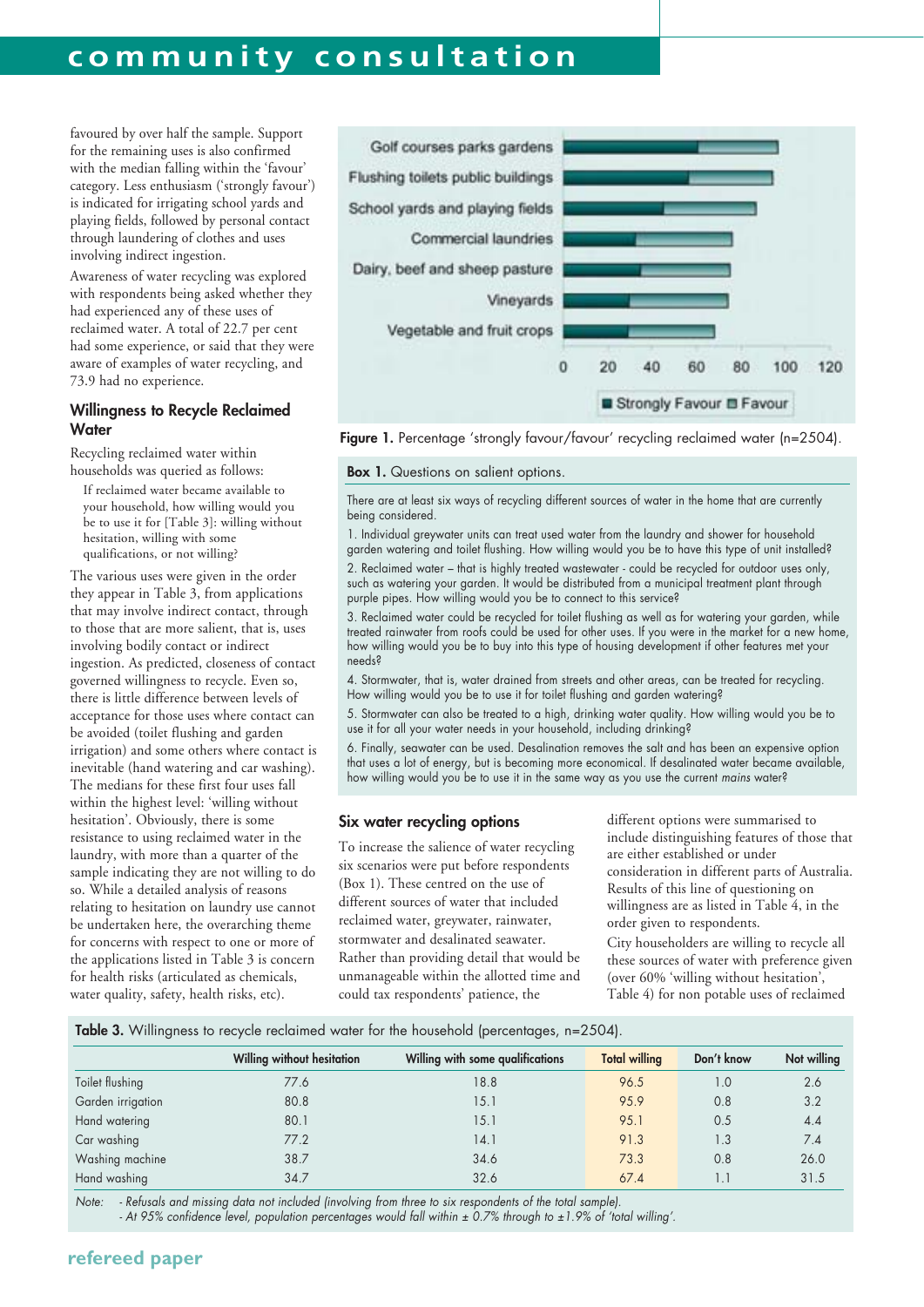favoured by over half the sample. Support for the remaining uses is also confirmed with the median falling within the 'favour' category. Less enthusiasm ('strongly favour') is indicated for irrigating school yards and playing fields, followed by personal contact through laundering of clothes and uses involving indirect ingestion.

Awareness of water recycling was explored with respondents being asked whether they had experienced any of these uses of reclaimed water. A total of 22.7 per cent had some experience, or said that they were aware of examples of water recycling, and 73.9 had no experience.

### Willingness to Recycle Reclaimed Water

Recycling reclaimed water within households was queried as follows:

> If reclaimed water became available to your household, how willing would you be to use it for [Table 3]: willing without hesitation, willing with some qualifications, or not willing?

The various uses were given in the order they appear in Table 3, from applications that may involve indirect contact, through to those that are more salient, that is, uses involving bodily contact or indirect ingestion. As predicted, closeness of contact governed willingness to recycle. Even so, there is little difference between levels of acceptance for those uses where contact can be avoided (toilet flushing and garden irrigation) and some others where contact is inevitable (hand watering and car washing). The medians for these first four uses fall within the highest level: 'willing without hesitation'. Obviously, there is some resistance to using reclaimed water in the laundry, with more than a quarter of the sample indicating they are not willing to do so. While a detailed analysis of reasons relating to hesitation on laundry use cannot be undertaken here, the overarching theme for concerns with respect to one or more of the applications listed in Table 3 is concern for health risks (articulated as chemicals, water quality, safety, health risks, etc).

**Figure 1.** Percentage 'strongly favour/favour' recycling reclaimed water (n=2504).

**Box 1.** Questions on salient options.

There are at least six ways of recycling different sources of water in the home that are currently being considered.

1. Individual greywater units can treat used water from the laundry and shower for household garden watering and toilet flushing. How willing would you be to have this type of unit installed?
2. Reclaimed water – that is highly treated wastewater - could be recycled for outdoor uses only, such as watering your garden. It would be distributed from a municipal treatment plant through purple pipes. How willing would you be to connect to this service?
3. Reclaimed water could be recycled for toilet flushing as well as for watering your garden, while treated rainwater from roofs could be used for other uses. If you were in the market for a new home, how willing would you be to buy into this type of housing development if other features met your needs?
4. Stormwater, that is, water drained from streets and other areas, can be treated for recycling. How willing would you be to use it for toilet flushing and garden watering?
5. Stormwater can also be treated to a high, drinking water quality. How willing would you be to use it for all your water needs in your household, including drinking?
6. Finally, seawater can be used. Desalination removes the salt and has been an expensive option that uses a lot of energy, but is becoming more economical. If desalinated water became available, how willing would you be to use it in the same way as you use the current *mains* water?

### Six water recycling options

To increase the salience of water recycling six scenarios were put before respondents (Box 1). These centred on the use of different sources of water that included reclaimed water, greywater, rainwater, stormwater and desalinated seawater. Rather than providing detail that would be unmanageable within the allotted time and could tax respondents' patience, the different options were summarised to include distinguishing features of those that are either established or under consideration in different parts of Australia. Results of this line of questioning on willingness are as listed in Table 4, in the order given to respondents.

City householders are willing to recycle all these sources of water with preference given (over 60% 'willing without hesitation', Table 4) for non potable uses of reclaimed

**Table 3.** Willingness to recycle reclaimed water for the household (percentages, n=2504).

| | Willing without hesitation | Willing with some qualifications | Total willing | Don't know | Not willing |
|---|---|---|---|---|---|
| Toilet flushing | 77.6 | 18.8 | 96.5 | 1.0 | 2.6 |
| Garden irrigation | 80.8 | 15.1 | 95.9 | 0.8 | 3.2 |
| Hand watering | 80.1 | 15.1 | 95.1 | 0.5 | 4.4 |
| Car washing | 77.2 | 14.1 | 91.3 | 1.3 | 7.4 |
| Washing machine | 38.7 | 34.6 | 73.3 | 0.8 | 26.0 |
| Hand washing | 34.7 | 32.6 | 67.4 | 1.1 | 31.5 |

*Note: - Refusals and missing data not included (involving from three to six respondents of the total sample).*
*- At 95% confidence level, population percentages would fall within ± 0.7% through to ±1.9% of 'total willing'.*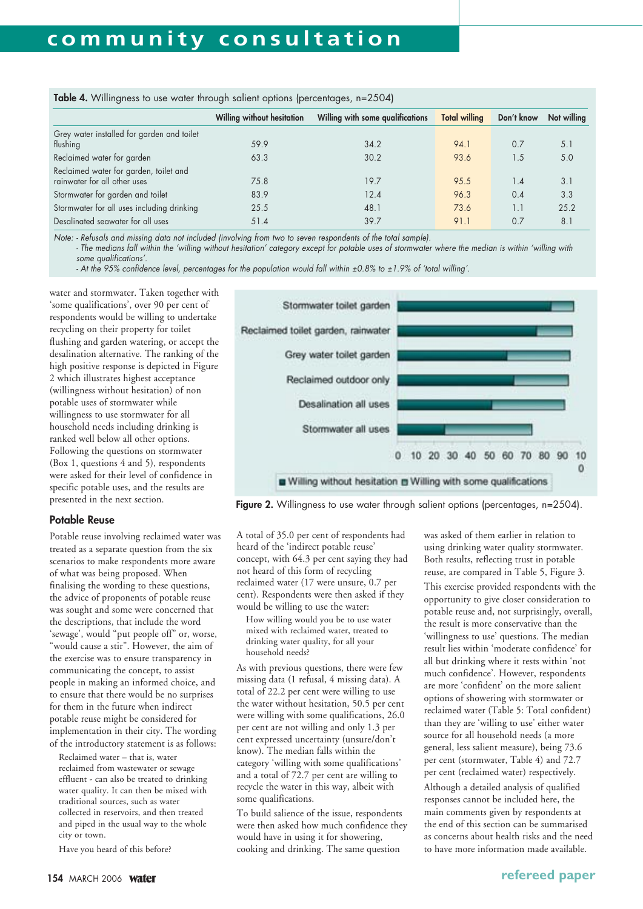**Table 4.** Willingness to use water through salient options (percentages, n=2504)

| | Willing without hesitation | Willing with some qualifications | Total willing | Don't know | Not willing |
|---|---|---|---|---|---|
| Grey water installed for garden and toilet flushing | 59.9 | 34.2 | 94.1 | 0.7 | 5.1 |
| Reclaimed water for garden | 63.3 | 30.2 | 93.6 | 1.5 | 5.0 |
| Reclaimed water for garden, toilet and rainwater for all other uses | 75.8 | 19.7 | 95.5 | 1.4 | 3.1 |
| Stormwater for garden and toilet | 83.9 | 12.4 | 96.3 | 0.4 | 3.3 |
| Stormwater for all uses including drinking | 25.5 | 48.1 | 73.6 | 1.1 | 25.2 |
| Desalinated seawater for all uses | 51.4 | 39.7 | 91.1 | 0.7 | 8.1 |

*Note: - Refusals and missing data not included (involving from two to seven respondents of the total sample).*
*- The medians fall within the 'willing without hesitation' category except for potable uses of stormwater where the median is within 'willing with some qualifications'.*
*- At the 95% confidence level, percentages for the population would fall within ±0.8% to ±1.9% of 'total willing'.*

water and stormwater. Taken together with 'some qualifications', over 90 per cent of respondents would be willing to undertake recycling on their property for toilet flushing and garden watering, or accept the desalination alternative. The ranking of the high positive response is depicted in Figure 2 which illustrates highest acceptance (willingness without hesitation) of non potable uses of stormwater while willingness to use stormwater for all household needs including drinking is ranked well below all other options. Following the questions on stormwater (Box 1, questions 4 and 5), respondents were asked for their level of confidence in specific potable uses, and the results are presented in the next section.

**Figure 2.** Willingness to use water through salient options (percentages, n=2504).

## Potable Reuse

Potable reuse involving reclaimed water was treated as a separate question from the six scenarios to make respondents more aware of what was being proposed. When finalising the wording to these questions, the advice of proponents of potable reuse was sought and some were concerned that the descriptions, that include the word 'sewage', would "put people off" or, worse, "would cause a stir". However, the aim of the exercise was to ensure transparency in communicating the concept, to assist people in making an informed choice, and to ensure that there would be no surprises for them in the future when indirect potable reuse might be considered for implementation in their city. The wording of the introductory statement is as follows:

> Reclaimed water – that is, water reclaimed from wastewater or sewage effluent - can also be treated to drinking water quality. It can then be mixed with traditional sources, such as water collected in reservoirs, and then treated and piped in the usual way to the whole city or town.
>
> Have you heard of this before?

A total of 35.0 per cent of respondents had heard of the 'indirect potable reuse' concept, with 64.3 per cent saying they had not heard of this form of recycling reclaimed water (17 were unsure, 0.7 per cent). Respondents were then asked if they would be willing to use the water:

> How willing would you be to use water mixed with reclaimed water, treated to drinking water quality, for all your household needs?

As with previous questions, there were few missing data (1 refusal, 4 missing data). A total of 22.2 per cent were willing to use the water without hesitation, 50.5 per cent were willing with some qualifications, 26.0 per cent are not willing and only 1.3 per cent expressed uncertainty (unsure/don't know). The median falls within the category 'willing with some qualifications' and a total of 72.7 per cent are willing to recycle the water in this way, albeit with some qualifications.

To build salience of the issue, respondents were then asked how much confidence they would have in using it for showering, cooking and drinking. The same question was asked of them earlier in relation to using drinking water quality stormwater. Both results, reflecting trust in potable reuse, are compared in Table 5, Figure 3.

This exercise provided respondents with the opportunity to give closer consideration to potable reuse and, not surprisingly, overall, the result is more conservative than the 'willingness to use' questions. The median result lies within 'moderate confidence' for all but drinking where it rests within 'not much confidence'. However, respondents are more 'confident' on the more salient options of showering with stormwater or reclaimed water (Table 5: Total confident) than they are 'willing to use' either water source for all household needs (a more general, less salient measure), being 73.6 per cent (stormwater, Table 4) and 72.7 per cent (reclaimed water) respectively.

Although a detailed analysis of qualified responses cannot be included here, the main comments given by respondents at the end of this section can be summarised as concerns about health risks and the need to have more information made available.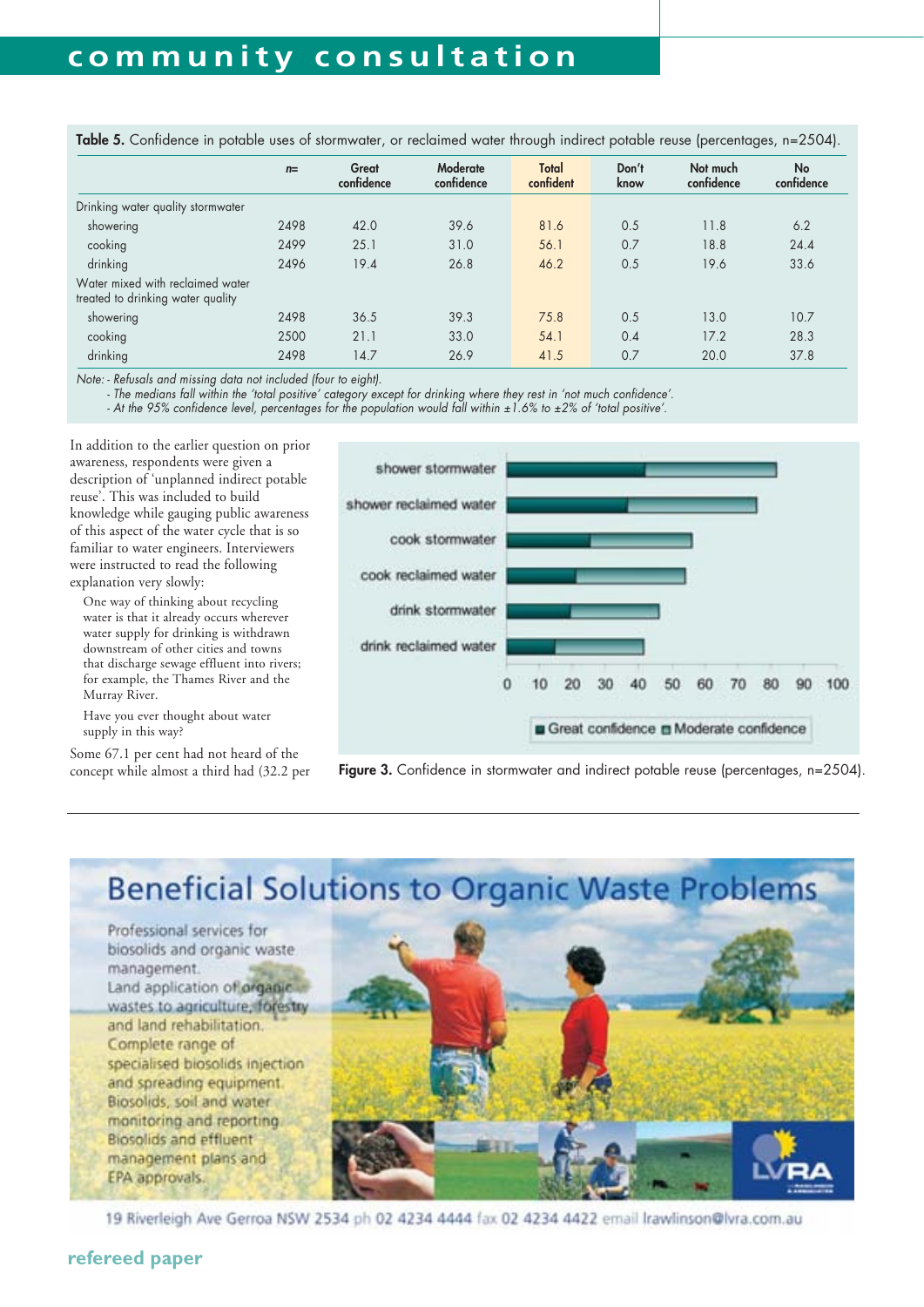**Table 5.** Confidence in potable uses of stormwater, or reclaimed water through indirect potable reuse (percentages, n=2504).

| | n= | Great confidence | Moderate confidence | Total confident | Don't know | Not much confidence | No confidence |
|---|---|---|---|---|---|---|---|
| Drinking water quality stormwater | | | | | | | |
| showering | 2498 | 42.0 | 39.6 | 81.6 | 0.5 | 11.8 | 6.2 |
| cooking | 2499 | 25.1 | 31.0 | 56.1 | 0.7 | 18.8 | 24.4 |
| drinking | 2496 | 19.4 | 26.8 | 46.2 | 0.5 | 19.6 | 33.6 |
| Water mixed with reclaimed water treated to drinking water quality | | | | | | | |
| showering | 2498 | 36.5 | 39.3 | 75.8 | 0.5 | 13.0 | 10.7 |
| cooking | 2500 | 21.1 | 33.0 | 54.1 | 0.4 | 17.2 | 28.3 |
| drinking | 2498 | 14.7 | 26.9 | 41.5 | 0.7 | 20.0 | 37.8 |

*Note: - Refusals and missing data not included (four to eight).*
*- The medians fall within the 'total positive' category except for drinking where they rest in 'not much confidence'.*
*- At the 95% confidence level, percentages for the population would fall within ±1.6% to ±2% of 'total positive'.*

In addition to the earlier question on prior awareness, respondents were given a description of 'unplanned indirect potable reuse'. This was included to build knowledge while gauging public awareness of this aspect of the water cycle that is so familiar to water engineers. Interviewers were instructed to read the following explanation very slowly:

> One way of thinking about recycling water is that it already occurs wherever water supply for drinking is withdrawn downstream of other cities and towns that discharge sewage effluent into rivers; for example, the Thames River and the Murray River.
>
> Have you ever thought about water supply in this way?

Some 67.1 per cent had not heard of the concept while almost a third had (32.2 per

**Figure 3.** Confidence in stormwater and indirect potable reuse (percentages, n=2504).

# Beneficial Solutions to Organic Waste Problems

Professional services for biosolids and organic waste management.
Land application of organic wastes to agriculture, forestry and land rehabilitation.
Complete range of specialised biosolids injection and spreading equipment.
Biosolids, soil and water monitoring and reporting.
Biosolids and effluent management plans and EPA approvals.

LVRA

19 Riverleigh Ave Gerroa NSW 2534 ph 02 4234 4444 fax 02 4234 4422 email lrawlinson@lvra.com.au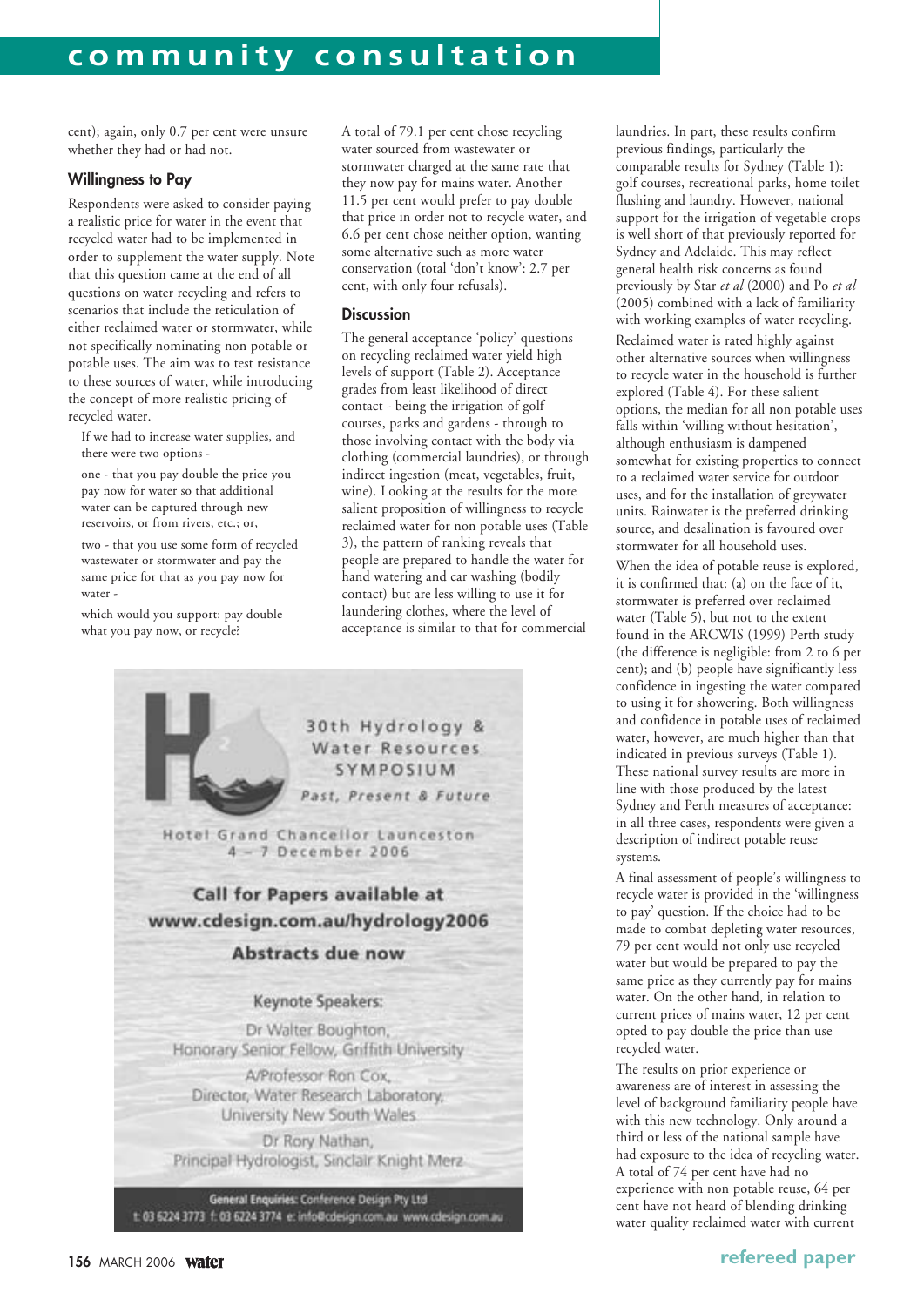cent); again, only 0.7 per cent were unsure whether they had or had not.

### Willingness to Pay

Respondents were asked to consider paying a realistic price for water in the event that recycled water had to be implemented in order to supplement the water supply. Note that this question came at the end of all questions on water recycling and refers to scenarios that include the reticulation of either reclaimed water or stormwater, while not specifically nominating non potable or potable uses. The aim was to test resistance to these sources of water, while introducing the concept of more realistic pricing of recycled water.

> If we had to increase water supplies, and there were two options -
>
> one - that you pay double the price you pay now for water so that additional water can be captured through new reservoirs, or from rivers, etc.; or,
>
> two - that you use some form of recycled wastewater or stormwater and pay the same price for that as you pay now for water -
>
> which would you support: pay double what you pay now, or recycle?

A total of 79.1 per cent chose recycling water sourced from wastewater or stormwater charged at the same rate that they now pay for mains water. Another 11.5 per cent would prefer to pay double that price in order not to recycle water, and 6.6 per cent chose neither option, wanting some alternative such as more water conservation (total 'don't know': 2.7 per cent, with only four refusals).

### Discussion

The general acceptance 'policy' questions on recycling reclaimed water yield high levels of support (Table 2). Acceptance grades from least likelihood of direct contact - being the irrigation of golf courses, parks and gardens - through to those involving contact with the body via clothing (commercial laundries), or through indirect ingestion (meat, vegetables, fruit, wine). Looking at the results for the more salient proposition of willingness to recycle reclaimed water for non potable uses (Table 3), the pattern of ranking reveals that people are prepared to handle the water for hand watering and car washing (bodily contact) but are less willing to use it for laundering clothes, where the level of acceptance is similar to that for commercial laundries. In part, these results confirm previous findings, particularly the comparable results for Sydney (Table 1): golf courses, recreational parks, home toilet flushing and laundry. However, national support for the irrigation of vegetable crops is well short of that previously reported for Sydney and Adelaide. This may reflect general health risk concerns as found previously by Star *et al* (2000) and Po *et al* (2005) combined with a lack of familiarity with working examples of water recycling.

Reclaimed water is rated highly against other alternative sources when willingness to recycle water in the household is further explored (Table 4). For these salient options, the median for all non potable uses falls within 'willing without hesitation', although enthusiasm is dampened somewhat for existing properties to connect to a reclaimed water service for outdoor uses, and for the installation of greywater units. Rainwater is the preferred drinking source, and desalination is favoured over stormwater for all household uses.

When the idea of potable reuse is explored, it is confirmed that: (a) on the face of it, stormwater is preferred over reclaimed water (Table 5), but not to the extent found in the ARCWIS (1999) Perth study (the difference is negligible: from 2 to 6 per cent); and (b) people have significantly less confidence in ingesting the water compared to using it for showering. Both willingness and confidence in potable uses of reclaimed water, however, are much higher than that indicated in previous surveys (Table 1). These national survey results are more in line with those produced by the latest Sydney and Perth measures of acceptance: in all three cases, respondents were given a description of indirect potable reuse systems.

A final assessment of people's willingness to recycle water is provided in the 'willingness to pay' question. If the choice had to be made to combat depleting water resources, 79 per cent would not only use recycled water but would be prepared to pay the same price as they currently pay for mains water. On the other hand, in relation to current prices of mains water, 12 per cent opted to pay double the price than use recycled water.

The results on prior experience or awareness are of interest in assessing the level of background familiarity people have with this new technology. Only around a third or less of the national sample have had exposure to the idea of recycling water. A total of 74 per cent have had no experience with non potable reuse, 64 per cent have not heard of blending drinking water quality reclaimed water with current

30th Hydrology & Water Resources SYMPOSIUM
Past, Present & Future
Hotel Grand Chancellor Launceston
4 – 7 December 2006

**Call for Papers available at www.cdesign.com.au/hydrology2006**

**Abstracts due now**

**Keynote Speakers:**

Dr Walter Boughton, Honorary Senior Fellow, Griffith University

A/Professor Ron Cox, Director, Water Research Laboratory, University New South Wales

Dr Rory Nathan, Principal Hydrologist, Sinclair Knight Merz

**General Enquiries:** Conference Design Pty Ltd
t: 03 6224 3773 f: 03 6224 3774 e: info@cdesign.com.au www.cdesign.com.au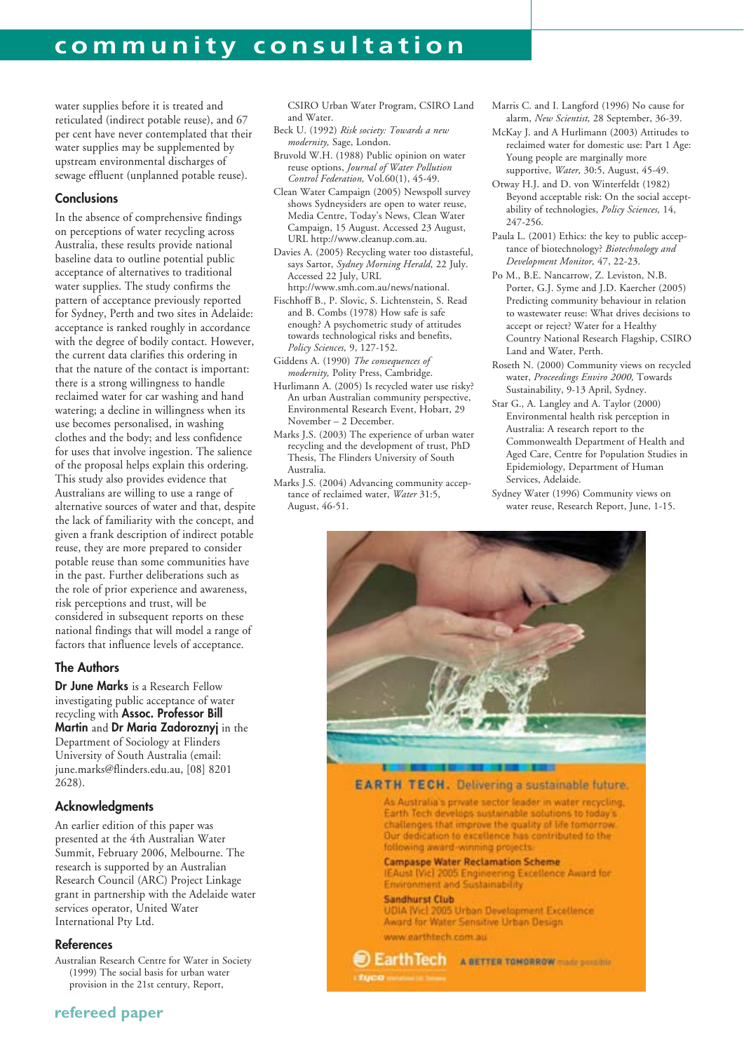water supplies before it is treated and reticulated (indirect potable reuse), and 67 per cent have never contemplated that their water supplies may be supplemented by upstream environmental discharges of sewage effluent (unplanned potable reuse).

## Conclusions

In the absence of comprehensive findings on perceptions of water recycling across Australia, these results provide national baseline data to outline potential public acceptance of alternatives to traditional water supplies. The study confirms the pattern of acceptance previously reported for Sydney, Perth and two sites in Adelaide: acceptance is ranked roughly in accordance with the degree of bodily contact. However, the current data clarifies this ordering in that the nature of the contact is important: there is a strong willingness to handle reclaimed water for car washing and hand watering; a decline in willingness when its use becomes personalised, in washing clothes and the body; and less confidence for uses that involve ingestion. The salience of the proposal helps explain this ordering. This study also provides evidence that Australians are willing to use a range of alternative sources of water and that, despite the lack of familiarity with the concept, and given a frank description of indirect potable reuse, they are more prepared to consider potable reuse than some communities have in the past. Further deliberations such as the role of prior experience and awareness, risk perceptions and trust, will be considered in subsequent reports on these national findings that will model a range of factors that influence levels of acceptance.

## The Authors

**Dr June Marks** is a Research Fellow investigating public acceptance of water recycling with **Assoc. Professor Bill Martin** and **Dr Maria Zadoroznyj** in the Department of Sociology at Flinders University of South Australia (email: june.marks@flinders.edu.au, [08] 8201 2628).

## Acknowledgments

An earlier edition of this paper was presented at the 4th Australian Water Summit, February 2006, Melbourne. The research is supported by an Australian Research Council (ARC) Project Linkage grant in partnership with the Adelaide water services operator, United Water International Pty Ltd.

## References

Australian Research Centre for Water in Society (1999) The social basis for urban water provision in the 21st century, Report, CSIRO Urban Water Program, CSIRO Land and Water.

Beck U. (1992) *Risk society: Towards a new modernity,* Sage, London.

Bruvold W.H. (1988) Public opinion on water reuse options, *Journal of Water Pollution Control Federation,* Vol.60(1), 45-49.

Clean Water Campaign (2005) Newspoll survey shows Sydneysiders are open to water reuse, Media Centre, Today's News, Clean Water Campaign, 15 August. Accessed 23 August, URL http://www.cleanup.com.au.

Davies A. (2005) Recycling water too distasteful, says Sartor, *Sydney Morning Herald,* 22 July. Accessed 22 July, URL http://www.smh.com.au/news/national.

Fischhoff B., P. Slovic, S. Lichtenstein, S. Read and B. Combs (1978) How safe is safe enough? A psychometric study of attitudes towards technological risks and benefits, *Policy Sciences,* 9, 127-152.

Giddens A. (1990) *The consequences of modernity,* Polity Press, Cambridge.

Hurlimann A. (2005) Is recycled water use risky? An urban Australian community perspective, Environmental Research Event, Hobart, 29 November – 2 December.

Marks J.S. (2003) The experience of urban water recycling and the development of trust, PhD Thesis, The Flinders University of South Australia.

Marks J.S. (2004) Advancing community acceptance of reclaimed water, *Water* 31:5, August, 46-51.

Marris C. and I. Langford (1996) No cause for alarm, *New Scientist,* 28 September, 36-39.

McKay J. and A Hurlimann (2003) Attitudes to reclaimed water for domestic use: Part 1 Age: Young people are marginally more supportive, *Water,* 30:5, August, 45-49.

Otway H.J. and D. von Winterfeldt (1982) Beyond acceptable risk: On the social acceptability of technologies, *Policy Sciences,* 14, 247-256.

Paula L. (2001) Ethics: the key to public acceptance of biotechnology? *Biotechnology and Development Monitor,* 47, 22-23.

Po M., B.E. Nancarrow, Z. Leviston, N.B. Porter, G.J. Syme and J.D. Kaercher (2005) Predicting community behaviour in relation to wastewater reuse: What drives decisions to accept or reject? Water for a Healthy Country National Research Flagship, CSIRO Land and Water, Perth.

Roseth N. (2000) Community views on recycled water, *Proceedings Enviro 2000,* Towards Sustainability, 9-13 April, Sydney.

Star G., A. Langley and A. Taylor (2000) Environmental health risk perception in Australia: A research report to the Commonwealth Department of Health and Aged Care, Centre for Population Studies in Epidemiology, Department of Human Services, Adelaide.

Sydney Water (1996) Community views on water reuse, Research Report, June, 1-15.